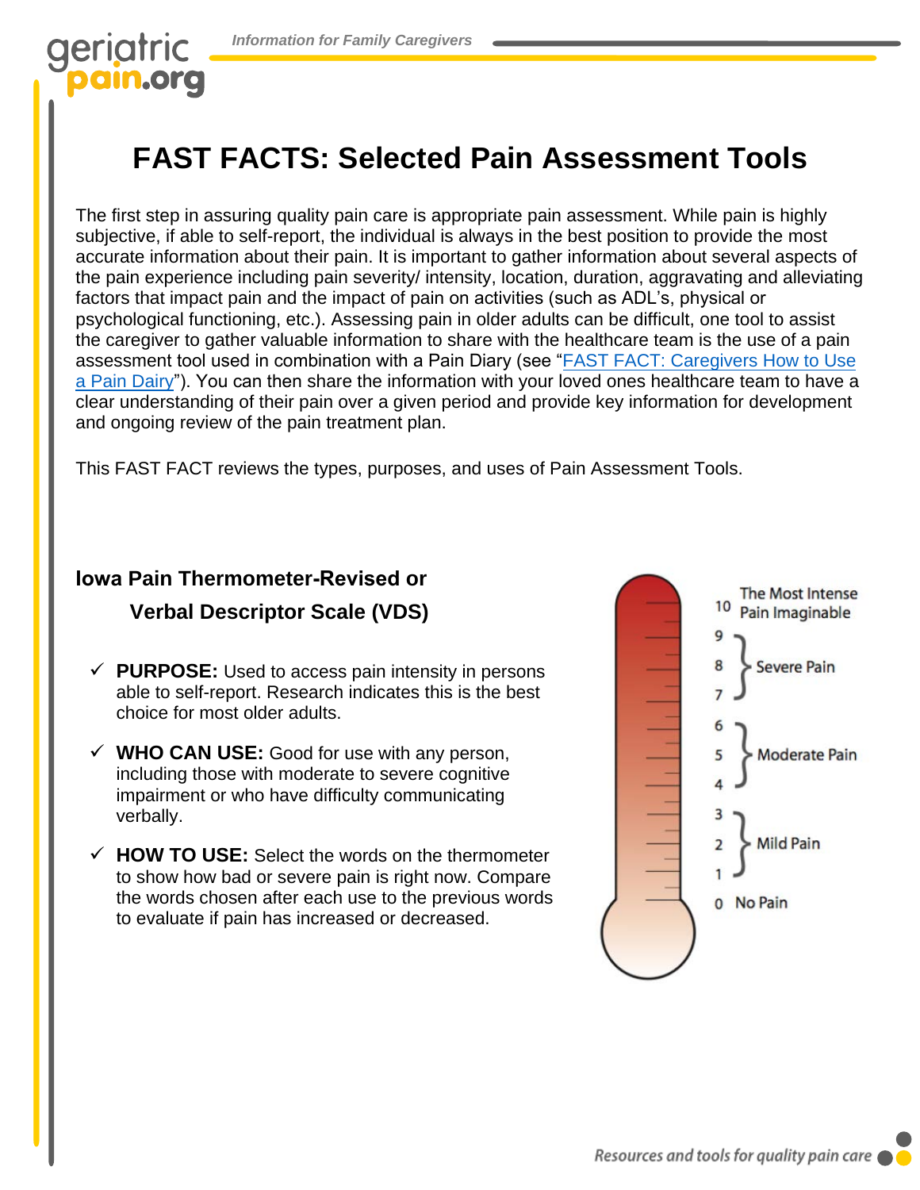# FAST FACTS: Selected Pain Assessment Tools

The first step in assuring quality pain care is appropriate pain assessment. While pain is highly subjective, if able to self-report, the individual is always in the best position to provide the most accurate information about their pain. It is important to gather information about several aspects of the pain experience including pain severity/ intensity, location, duration, aggravating and alleviating factors that impact pain and the impact of pain on activities (such as ADL's, physical or psychological functioning, etc.). Assessing pain in older adults can be difficult, one tool to assist the caregiver to gather valuable information to share with the healthcare team is the use of a pain assessment tool used in combination with a Pain Diary (see "FAST FACT: Caregivers How to Use a Pain Dairy"). You can then share the information with your loved ones healthcare team to have a clear understanding of their pain over a given period and provide key information for development and ongoing review of the pain treatment plan.

This FAST FACT reviews the types, purposes, and uses of Pain Assessment Tools.

## Iowa Pain Thermometer-Revised or Verbal Descriptor Scale (VDS)

- ✓ **PURPOSE:** Used to access pain intensity in persons able to self-report. Research indicates this is the best choice for most older adults.
- ✓ **WHO CAN USE:** Good for use with any person, including those with moderate to severe cognitive impairment or who have difficulty communicating verbally.
- ✓ **HOW TO USE:** Select the words on the thermometer to show how bad or severe pain is right now. Compare the words chosen after each use to the previous words to evaluate if pain has increased or decreased.

10 The Most Intense Pain Imaginable
9
8 Severe Pain
7
6
5 Moderate Pain
4
3
2 Mild Pain
1
0 No Pain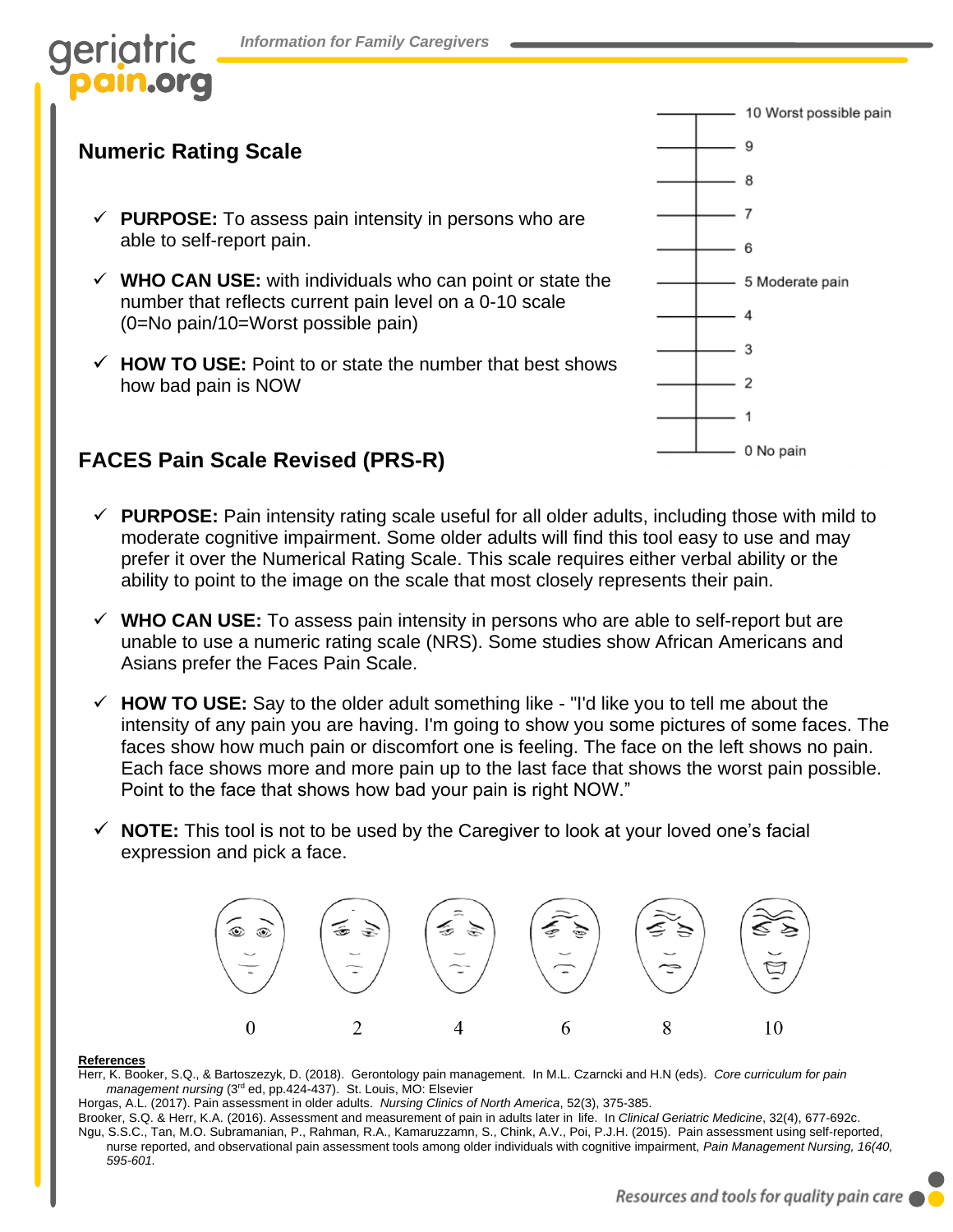## Numeric Rating Scale

- ✓ **PURPOSE:** To assess pain intensity in persons who are able to self-report pain.
- ✓ **WHO CAN USE:** with individuals who can point or state the number that reflects current pain level on a 0-10 scale (0=No pain/10=Worst possible pain)
- ✓ **HOW TO USE:** Point to or state the number that best shows how bad pain is NOW

10 Worst possible pain
9
8
7
6
5 Moderate pain
4
3
2
1
0 No pain

## FACES Pain Scale Revised (PRS-R)

- ✓ **PURPOSE:** Pain intensity rating scale useful for all older adults, including those with mild to moderate cognitive impairment. Some older adults will find this tool easy to use and may prefer it over the Numerical Rating Scale. This scale requires either verbal ability or the ability to point to the image on the scale that most closely represents their pain.
- ✓ **WHO CAN USE:** To assess pain intensity in persons who are able to self-report but are unable to use a numeric rating scale (NRS). Some studies show African Americans and Asians prefer the Faces Pain Scale.
- ✓ **HOW TO USE:** Say to the older adult something like - "I'd like you to tell me about the intensity of any pain you are having. I'm going to show you some pictures of some faces. The faces show how much pain or discomfort one is feeling. The face on the left shows no pain. Each face shows more and more pain up to the last face that shows the worst pain possible. Point to the face that shows how bad your pain is right NOW."
- ✓ **NOTE:** This tool is not to be used by the Caregiver to look at your loved one's facial expression and pick a face.

0 2 4 6 8 10

**References**

Herr, K. Booker, S.Q., & Bartoszezyk, D. (2018). Gerontology pain management. In M.L. Czarncki and H.N (eds). *Core curriculum for pain management nursing* (3rd ed, pp.424-437). St. Louis, MO: Elsevier

Horgas, A.L. (2017). Pain assessment in older adults. *Nursing Clinics of North America*, 52(3), 375-385.

Brooker, S.Q. & Herr, K.A. (2016). Assessment and measurement of pain in adults later in life. In *Clinical Geriatric Medicine*, 32(4), 677-692c.

Ngu, S.S.C., Tan, M.O. Subramanian, P., Rahman, R.A., Kamaruzzamn, S., Chink, A.V., Poi, P.J.H. (2015). Pain assessment using self-reported, nurse reported, and observational pain assessment tools among older individuals with cognitive impairment, *Pain Management Nursing, 16(40, 595-601.*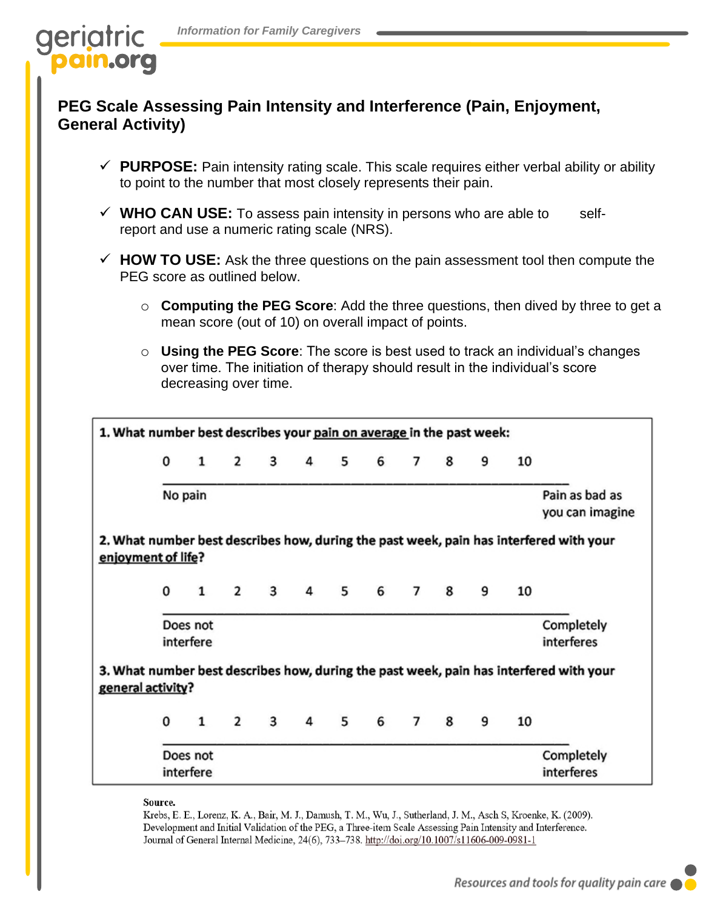## PEG Scale Assessing Pain Intensity and Interference (Pain, Enjoyment, General Activity)

- ✓ **PURPOSE:** Pain intensity rating scale. This scale requires either verbal ability or ability to point to the number that most closely represents their pain.
- ✓ **WHO CAN USE:** To assess pain intensity in persons who are able to self-report and use a numeric rating scale (NRS).
- ✓ **HOW TO USE:** Ask the three questions on the pain assessment tool then compute the PEG score as outlined below.
  - **Computing the PEG Score**: Add the three questions, then dived by three to get a mean score (out of 10) on overall impact of points.
  - **Using the PEG Score**: The score is best used to track an individual's changes over time. The initiation of therapy should result in the individual's score decreasing over time.

**1. What number best describes your pain on average in the past week:**

0 1 2 3 4 5 6 7 8 9 10

No pain — Pain as bad as you can imagine

**2. What number best describes how, during the past week, pain has interfered with your enjoyment of life?**

0 1 2 3 4 5 6 7 8 9 10

Does not interfere — Completely interferes

**3. What number best describes how, during the past week, pain has interfered with your general activity?**

0 1 2 3 4 5 6 7 8 9 10

Does not interfere — Completely interferes

**Source.**
Krebs, E. E., Lorenz, K. A., Bair, M. J., Damush, T. M., Wu, J., Sutherland, J. M., Asch S, Kroenke, K. (2009). Development and Initial Validation of the PEG, a Three-item Scale Assessing Pain Intensity and Interference. Journal of General Internal Medicine, 24(6), 733–738. http://doi.org/10.1007/s11606-009-0981-1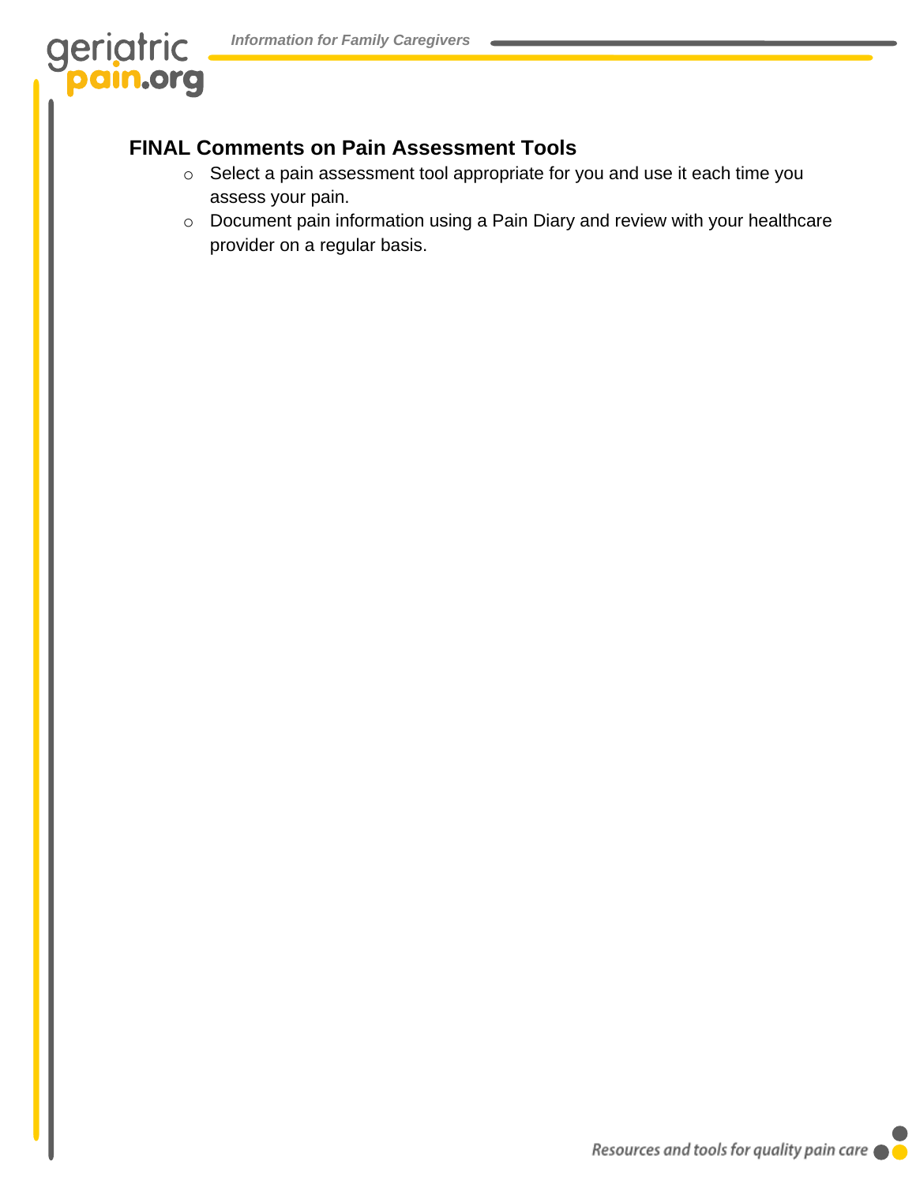### FINAL Comments on Pain Assessment Tools

- Select a pain assessment tool appropriate for you and use it each time you assess your pain.
- Document pain information using a Pain Diary and review with your healthcare provider on a regular basis.